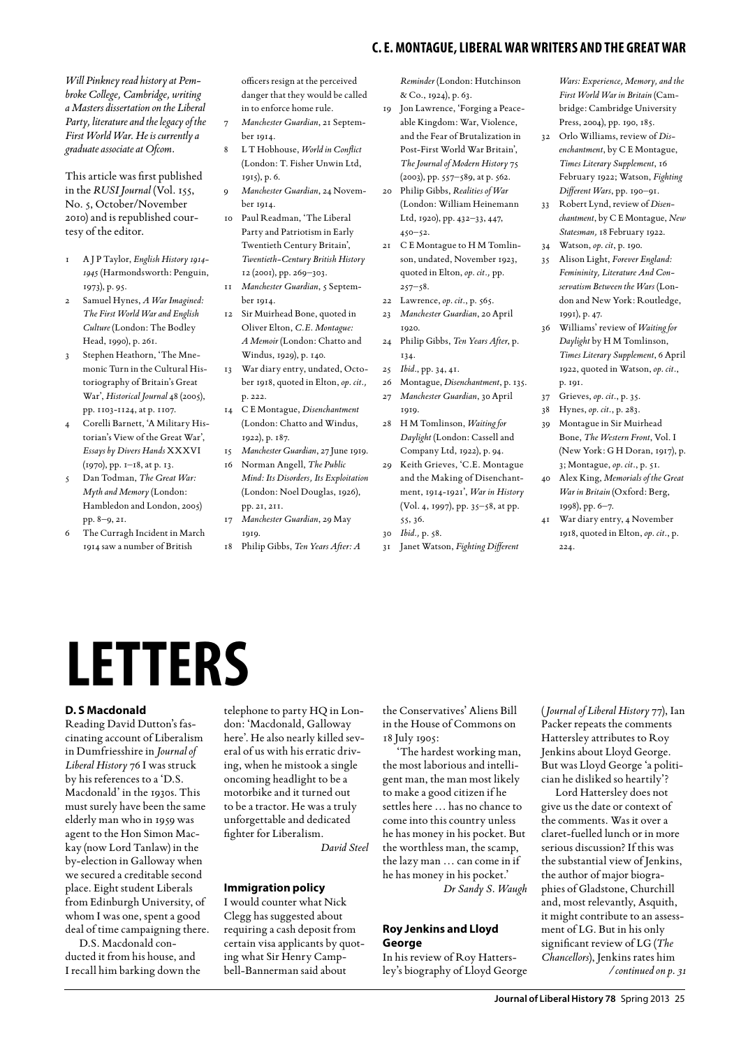*Will Pinkney read history at Pembroke College, Cambridge, writing a Masters dissertation on the Liberal Party, literature and the legacy of the First World War. He is currently a graduate associate at Ofcom.*

This article was first published in the *RUSI Journal* (Vol. 155, No. 5, October/November 2010) and is republished courtesy of the editor.

1. A J P Taylor, *English History 1914–1945* (Harmondsworth: Penguin, 1973), p. 95.
2. Samuel Hynes, *A War Imagined: The First World War and English Culture* (London: The Bodley Head, 1990), p. 261.
3. Stephen Heathorn, 'The Mnemonic Turn in the Cultural Historiography of Britain's Great War', *Historical Journal* 48 (2005), pp. 1103–1124, at p. 1107.
4. Corelli Barnett, 'A Military Historian's View of the Great War', *Essays by Divers Hands* XXXVI (1970), pp. 1–18, at p. 13.
5. Dan Todman, *The Great War: Myth and Memory* (London: Hambledon and London, 2005) pp. 8–9, 21.
6. The Curragh Incident in March 1914 saw a number of British officers resign at the perceived danger that they would be called in to enforce home rule.
7. *Manchester Guardian*, 21 September 1914.
8. L T Hobhouse, *World in Conflict* (London: T. Fisher Unwin Ltd, 1915), p. 6.
9. *Manchester Guardian*, 24 November 1914.
10. Paul Readman, 'The Liberal Party and Patriotism in Early Twentieth Century Britain', *Twentieth-Century British History* 12 (2001), pp. 269–303.
11. *Manchester Guardian*, 5 September 1914.
12. Sir Muirhead Bone, quoted in Oliver Elton, *C.E. Montague: A Memoir* (London: Chatto and Windus, 1929), p. 140.
13. War diary entry, undated, October 1918, quoted in Elton, *op. cit.,* p. 222.
14. C E Montague, *Disenchantment* (London: Chatto and Windus, 1922), p. 187.
15. *Manchester Guardian*, 27 June 1919.
16. Norman Angell, *The Public Mind: Its Disorders, Its Exploitation* (London: Noel Douglas, 1926), pp. 21, 211.
17. *Manchester Guardian*, 29 May 1919.
18. Philip Gibbs, *Ten Years After: A Reminder* (London: Hutchinson & Co., 1924), p. 63.
19. Jon Lawrence, 'Forging a Peaceable Kingdom: War, Violence, and the Fear of Brutalization in Post-First World War Britain', *The Journal of Modern History* 75 (2003), pp. 557–589, at p. 562.
20. Philip Gibbs, *Realities of War* (London: William Heinemann Ltd, 1920), pp. 432–33, 447, 450–52.
21. C E Montague to H M Tomlinson, undated, November 1923, quoted in Elton, *op. cit.,* pp. 257–58.
22. Lawrence, *op. cit.*, p. 565.
23. *Manchester Guardian*, 20 April 1920.
24. Philip Gibbs, *Ten Years After*, p. 134.
25. *Ibid.*, pp. 34, 41.
26. Montague, *Disenchantment*, p. 135.
27. *Manchester Guardian*, 30 April 1919.
28. H M Tomlinson, *Waiting for Daylight* (London: Cassell and Company Ltd, 1922), p. 94.
29. Keith Grieves, 'C.E. Montague and the Making of Disenchantment, 1914–1921', *War in History* (Vol. 4, 1997), pp. 35–58, at pp. 55, 36.
30. *Ibid.,* p. 58.
31. Janet Watson, *Fighting Different Wars: Experience, Memory, and the First World War in Britain* (Cambridge: Cambridge University Press, 2004), pp. 190, 185.
32. Orlo Williams, review of *Disenchantment*, by C E Montague, *Times Literary Supplement*, 16 February 1922; Watson, *Fighting Different Wars*, pp. 190–91.
33. Robert Lynd, review of *Disenchantment*, by C E Montague, *New Statesman,* 18 February 1922.
34. Watson, *op. cit*, p. 190.
35. Alison Light, *Forever England: Femininity, Literature And Conservatism Between the Wars* (London and New York: Routledge, 1991), p. 47.
36. Williams' review of *Waiting for Daylight* by H M Tomlinson, *Times Literary Supplement*, 6 April 1922, quoted in Watson, *op. cit*., p. 191.
37. Grieves, *op. cit*., p. 35.
38. Hynes, *op. cit.*, p. 283.
39. Montague in Sir Muirhead Bone, *The Western Front*, Vol. I (New York: G H Doran, 1917), p. 3; Montague, *op. cit*., p. 51.
40. Alex King, *Memorials of the Great War in Britain* (Oxford: Berg, 1998), pp. 6–7.
41. War diary entry, 4 November 1918, quoted in Elton, *op. cit*., p. 224.

# LETTERS

## D. S Macdonald

Reading David Dutton's fascinating account of Liberalism in Dumfriesshire in *Journal of Liberal History* 76 I was struck by his references to a 'D.S. Macdonald' in the 1930s. This must surely have been the same elderly man who in 1959 was agent to the Hon Simon Mackay (now Lord Tanlaw) in the by-election in Galloway when we secured a creditable second place. Eight student Liberals from Edinburgh University, of whom I was one, spent a good deal of time campaigning there.

D.S. Macdonald conducted it from his house, and I recall him barking down the telephone to party HQ in London: 'Macdonald, Galloway here'. He also nearly killed several of us with his erratic driving, when he mistook a single oncoming headlight to be a motorbike and it turned out to be a tractor. He was a truly unforgettable and dedicated fighter for Liberalism.

*David Steel*

## Immigration policy

I would counter what Nick Clegg has suggested about requiring a cash deposit from certain visa applicants by quoting what Sir Henry Campbell-Bannerman said about the Conservatives' Aliens Bill in the House of Commons on 18 July 1905:

'The hardest working man, the most laborious and intelligent man, the man most likely to make a good citizen if he settles here … has no chance to come into this country unless he has money in his pocket. But the worthless man, the scamp, the lazy man … can come in if he has money in his pocket.'

*Dr Sandy S. Waugh*

## Roy Jenkins and Lloyd George

In his review of Roy Hattersley's biography of Lloyd George (*Journal of Liberal History* 77), Ian Packer repeats the comments Hattersley attributes to Roy Jenkins about Lloyd George. But was Lloyd George 'a politician he disliked so heartily'?

Lord Hattersley does not give us the date or context of the comments. Was it over a claret-fuelled lunch or in more serious discussion? If this was the substantial view of Jenkins, the author of major biographies of Gladstone, Churchill and, most relevantly, Asquith, it might contribute to an assessment of LG. But in his only significant review of LG (*The Chancellors*), Jenkins rates him */continued on p. 31*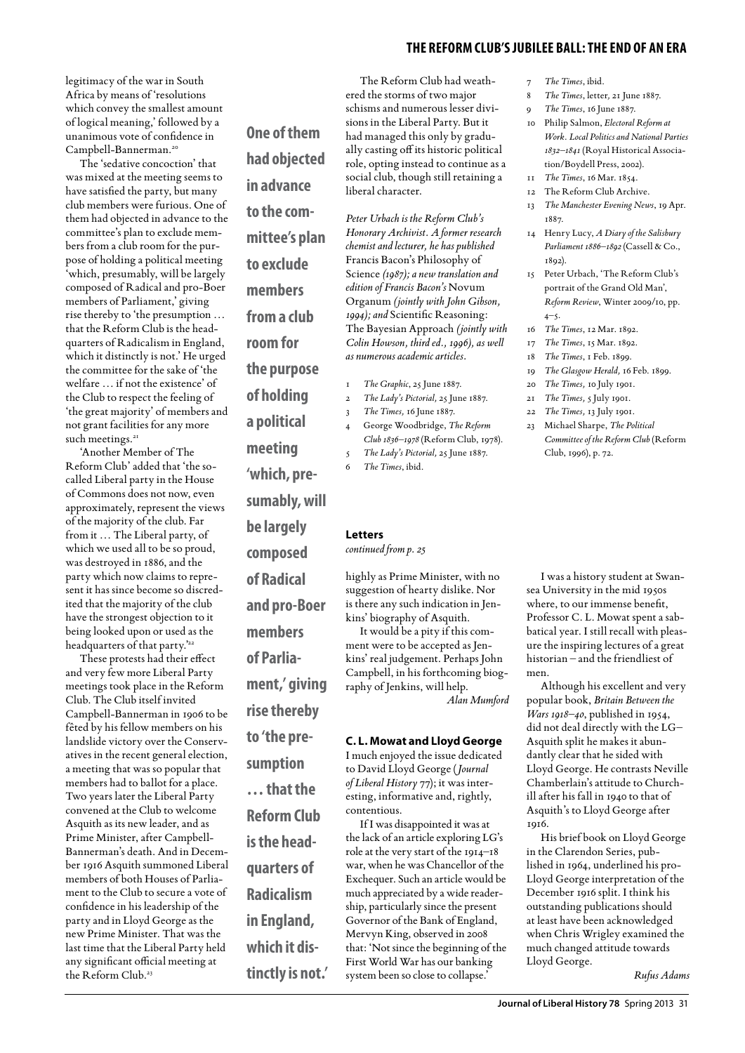legitimacy of the war in South Africa by means of 'resolutions which convey the smallest amount of logical meaning,' followed by a unanimous vote of confidence in Campbell-Bannerman.[20]

The 'sedative concoction' that was mixed at the meeting seems to have satisfied the party, but many club members were furious. One of them had objected in advance to the committee's plan to exclude members from a club room for the purpose of holding a political meeting 'which, presumably, will be largely composed of Radical and pro-Boer members of Parliament,' giving rise thereby to 'the presumption … that the Reform Club is the headquarters of Radicalism in England, which it distinctly is not.' He urged the committee for the sake of 'the welfare … if not the existence' of the Club to respect the feeling of 'the great majority' of members and not grant facilities for any more such meetings.[21]

'Another Member of The Reform Club' added that 'the so-called Liberal party in the House of Commons does not now, even approximately, represent the views of the majority of the club. Far from it … The Liberal party, of which we used all to be so proud, was destroyed in 1886, and the party which now claims to represent it has since become so discredited that the majority of the club have the strongest objection to it being looked upon or used as the headquarters of that party.'[22]

These protests had their effect and very few more Liberal Party meetings took place in the Reform Club. The Club itself invited Campbell-Bannerman in 1906 to be fêted by his fellow members on his landslide victory over the Conservatives in the recent general election, a meeting that was so popular that members had to ballot for a place. Two years later the Liberal Party convened at the Club to welcome Asquith as its new leader, and as Prime Minister, after Campbell-Bannerman's death. And in December 1916 Asquith summoned Liberal members of both Houses of Parliament to the Club to secure a vote of confidence in his leadership of the party and in Lloyd George as the new Prime Minister. That was the last time that the Liberal Party held any significant official meeting at the Reform Club.[23]

**One of them had objected in advance to the committee's plan to exclude members from a club room for the purpose of holding a political meeting 'which, presumably, will be largely composed of Radical and pro-Boer members of Parliament,' giving rise thereby to 'the presumption … that the Reform Club is the headquarters of Radicalism in England, which it distinctly is not.'**

The Reform Club had weathered the storms of two major schisms and numerous lesser divisions in the Liberal Party. But it had managed this only by gradually casting off its historic political role, opting instead to continue as a social club, though still retaining a liberal character.

*Peter Urbach is the Reform Club's Honorary Archivist. A former research chemist and lecturer, he has published* Francis Bacon's Philosophy of Science *(1987); a new translation and edition of Francis Bacon's* Novum Organum *(jointly with John Gibson, 1994); and* Scientific Reasoning: The Bayesian Approach *(jointly with Colin Howson, third ed., 1996), as well as numerous academic articles.*

1. *The Graphic*, 25 June 1887.
2. *The Lady's Pictorial,* 25 June 1887.
3. *The Times,* 16 June 1887.
4. George Woodbridge, *The Reform Club 1836–1978* (Reform Club, 1978).
5. *The Lady's Pictorial,* 25 June 1887.
6. *The Times*, ibid.
7. *The Times*, ibid.
8. *The Times*, letter, 21 June 1887.
9. *The Times*, 16 June 1887.
10. Philip Salmon, *Electoral Reform at Work. Local Politics and National Parties 1832–1841* (Royal Historical Association/Boydell Press, 2002).
11. *The Times*, 16 Mar. 1854.
12. The Reform Club Archive.
13. *The Manchester Evening News*, 19 Apr. 1887.
14. Henry Lucy, *A Diary of the Salisbury Parliament 1886–1892* (Cassell & Co., 1892).
15. Peter Urbach, 'The Reform Club's portrait of the Grand Old Man', *Reform Review*, Winter 2009/10, pp. 4–5.
16. *The Times*, 12 Mar. 1892.
17. *The Times*, 15 Mar. 1892.
18. *The Times*, 1 Feb. 1899.
19. *The Glasgow Herald,* 16 Feb. 1899.
20. *The Times,* 10 July 1901.
21. *The Times,* 5 July 1901.
22. *The Times,* 13 July 1901.
23. Michael Sharpe, *The Political Committee of the Reform Club* (Reform Club, 1996), p. 72.

## Letters

*continued from p. 25*

highly as Prime Minister, with no suggestion of hearty dislike. Nor is there any such indication in Jenkins' biography of Asquith.

It would be a pity if this comment were to be accepted as Jenkins' real judgement. Perhaps John Campbell, in his forthcoming biography of Jenkins, will help.

*Alan Mumford*

### C. L. Mowat and Lloyd George

I much enjoyed the issue dedicated to David Lloyd George (*Journal of Liberal History* 77); it was interesting, informative and, rightly, contentious.

If I was disappointed it was at the lack of an article exploring LG's role at the very start of the 1914–18 war, when he was Chancellor of the Exchequer. Such an article would be much appreciated by a wide readership, particularly since the present Governor of the Bank of England, Mervyn King, observed in 2008 that: 'Not since the beginning of the First World War has our banking system been so close to collapse.'

I was a history student at Swansea University in the mid 1950s where, to our immense benefit, Professor C. L. Mowat spent a sabbatical year. I still recall with pleasure the inspiring lectures of a great historian – and the friendliest of men.

Although his excellent and very popular book, *Britain Between the Wars 1918–40*, published in 1954, did not deal directly with the LG–Asquith split he makes it abundantly clear that he sided with Lloyd George. He contrasts Neville Chamberlain's attitude to Churchill after his fall in 1940 to that of Asquith's to Lloyd George after 1916.

His brief book on Lloyd George in the Clarendon Series, published in 1964, underlined his pro-Lloyd George interpretation of the December 1916 split. I think his outstanding publications should at least have been acknowledged when Chris Wrigley examined the much changed attitude towards Lloyd George.

*Rufus Adams*